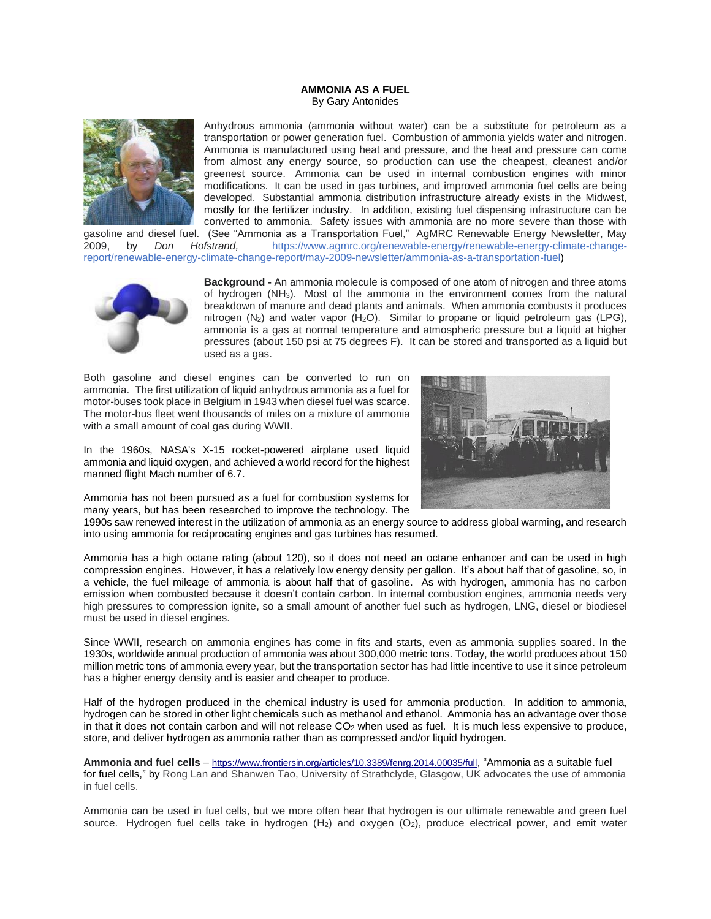**AMMONIA AS A FUEL**
By Gary Antonides

Anhydrous ammonia (ammonia without water) can be a substitute for petroleum as a transportation or power generation fuel. Combustion of ammonia yields water and nitrogen. Ammonia is manufactured using heat and pressure, and the heat and pressure can come from almost any energy source, so production can use the cheapest, cleanest and/or greenest source. Ammonia can be used in internal combustion engines with minor modifications. It can be used in gas turbines, and improved ammonia fuel cells are being developed. Substantial ammonia distribution infrastructure already exists in the Midwest, mostly for the fertilizer industry. In addition, existing fuel dispensing infrastructure can be converted to ammonia. Safety issues with ammonia are no more severe than those with gasoline and diesel fuel. (See "Ammonia as a Transportation Fuel," AgMRC Renewable Energy Newsletter, May 2009, by *Don Hofstrand,* https://www.agmrc.org/renewable-energy/renewable-energy-climate-change-report/renewable-energy-climate-change-report/may-2009-newsletter/ammonia-as-a-transportation-fuel)

**Background -** An ammonia molecule is composed of one atom of nitrogen and three atoms of hydrogen ($NH_3$). Most of the ammonia in the environment comes from the natural breakdown of manure and dead plants and animals. When ammonia combusts it produces nitrogen ($N_2$) and water vapor ($H_2O$). Similar to propane or liquid petroleum gas (LPG), ammonia is a gas at normal temperature and atmospheric pressure but a liquid at higher pressures (about 150 psi at 75 degrees F). It can be stored and transported as a liquid but used as a gas.

Both gasoline and diesel engines can be converted to run on ammonia. The first utilization of liquid anhydrous ammonia as a fuel for motor-buses took place in Belgium in 1943 when diesel fuel was scarce. The motor-bus fleet went thousands of miles on a mixture of ammonia with a small amount of coal gas during WWII.

In the 1960s, NASA's X-15 rocket-powered airplane used liquid ammonia and liquid oxygen, and achieved a world record for the highest manned flight Mach number of 6.7.

Ammonia has not been pursued as a fuel for combustion systems for many years, but has been researched to improve the technology. The 1990s saw renewed interest in the utilization of ammonia as an energy source to address global warming, and research into using ammonia for reciprocating engines and gas turbines has resumed.

Ammonia has a high octane rating (about 120), so it does not need an octane enhancer and can be used in high compression engines. However, it has a relatively low energy density per gallon. It's about half that of gasoline, so, in a vehicle, the fuel mileage of ammonia is about half that of gasoline. As with hydrogen, ammonia has no carbon emission when combusted because it doesn't contain carbon. In internal combustion engines, ammonia needs very high pressures to compression ignite, so a small amount of another fuel such as hydrogen, LNG, diesel or biodiesel must be used in diesel engines.

Since WWII, research on ammonia engines has come in fits and starts, even as ammonia supplies soared. In the 1930s, worldwide annual production of ammonia was about 300,000 metric tons. Today, the world produces about 150 million metric tons of ammonia every year, but the transportation sector has had little incentive to use it since petroleum has a higher energy density and is easier and cheaper to produce.

Half of the hydrogen produced in the chemical industry is used for ammonia production. In addition to ammonia, hydrogen can be stored in other light chemicals such as methanol and ethanol. Ammonia has an advantage over those in that it does not contain carbon and will not release $CO_2$ when used as fuel. It is much less expensive to produce, store, and deliver hydrogen as ammonia rather than as compressed and/or liquid hydrogen.

**Ammonia and fuel cells** – https://www.frontiersin.org/articles/10.3389/fenrg.2014.00035/full, "Ammonia as a suitable fuel for fuel cells," by Rong Lan and Shanwen Tao, University of Strathclyde, Glasgow, UK advocates the use of ammonia in fuel cells.

Ammonia can be used in fuel cells, but we more often hear that hydrogen is our ultimate renewable and green fuel source. Hydrogen fuel cells take in hydrogen ($H_2$) and oxygen ($O_2$), produce electrical power, and emit water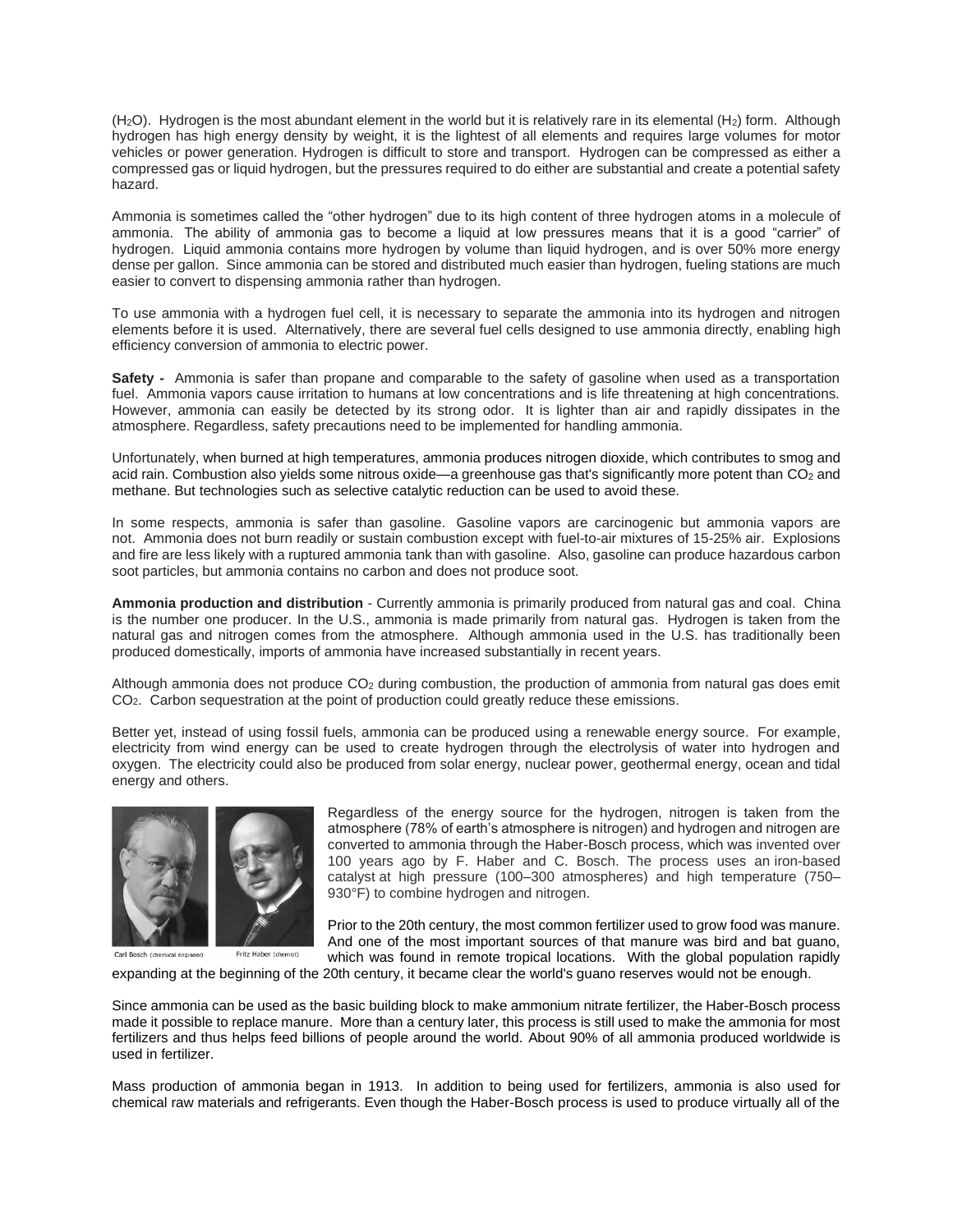($H_2O$). Hydrogen is the most abundant element in the world but it is relatively rare in its elemental ($H_2$) form. Although hydrogen has high energy density by weight, it is the lightest of all elements and requires large volumes for motor vehicles or power generation. Hydrogen is difficult to store and transport. Hydrogen can be compressed as either a compressed gas or liquid hydrogen, but the pressures required to do either are substantial and create a potential safety hazard.

Ammonia is sometimes called the "other hydrogen" due to its high content of three hydrogen atoms in a molecule of ammonia. The ability of ammonia gas to become a liquid at low pressures means that it is a good "carrier" of hydrogen. Liquid ammonia contains more hydrogen by volume than liquid hydrogen, and is over 50% more energy dense per gallon. Since ammonia can be stored and distributed much easier than hydrogen, fueling stations are much easier to convert to dispensing ammonia rather than hydrogen.

To use ammonia with a hydrogen fuel cell, it is necessary to separate the ammonia into its hydrogen and nitrogen elements before it is used. Alternatively, there are several fuel cells designed to use ammonia directly, enabling high efficiency conversion of ammonia to electric power.

**Safety -** Ammonia is safer than propane and comparable to the safety of gasoline when used as a transportation fuel. Ammonia vapors cause irritation to humans at low concentrations and is life threatening at high concentrations. However, ammonia can easily be detected by its strong odor. It is lighter than air and rapidly dissipates in the atmosphere. Regardless, safety precautions need to be implemented for handling ammonia.

Unfortunately, when burned at high temperatures, ammonia produces nitrogen dioxide, which contributes to smog and acid rain. Combustion also yields some nitrous oxide—a greenhouse gas that's significantly more potent than $CO_2$ and methane. But technologies such as selective catalytic reduction can be used to avoid these.

In some respects, ammonia is safer than gasoline. Gasoline vapors are carcinogenic but ammonia vapors are not. Ammonia does not burn readily or sustain combustion except with fuel-to-air mixtures of 15-25% air. Explosions and fire are less likely with a ruptured ammonia tank than with gasoline. Also, gasoline can produce hazardous carbon soot particles, but ammonia contains no carbon and does not produce soot.

**Ammonia production and distribution** - Currently ammonia is primarily produced from natural gas and coal. China is the number one producer. In the U.S., ammonia is made primarily from natural gas. Hydrogen is taken from the natural gas and nitrogen comes from the atmosphere. Although ammonia used in the U.S. has traditionally been produced domestically, imports of ammonia have increased substantially in recent years.

Although ammonia does not produce $CO_2$ during combustion, the production of ammonia from natural gas does emit $CO_2$. Carbon sequestration at the point of production could greatly reduce these emissions.

Better yet, instead of using fossil fuels, ammonia can be produced using a renewable energy source. For example, electricity from wind energy can be used to create hydrogen through the electrolysis of water into hydrogen and oxygen. The electricity could also be produced from solar energy, nuclear power, geothermal energy, ocean and tidal energy and others.

Carl Bosch (chemical engineer) Fritz Haber (chemist)

Regardless of the energy source for the hydrogen, nitrogen is taken from the atmosphere (78% of earth's atmosphere is nitrogen) and hydrogen and nitrogen are converted to ammonia through the Haber-Bosch process, which was invented over 100 years ago by F. Haber and C. Bosch. The process uses an iron-based catalyst at high pressure (100–300 atmospheres) and high temperature (750–930°F) to combine hydrogen and nitrogen.

Prior to the 20th century, the most common fertilizer used to grow food was manure. And one of the most important sources of that manure was bird and bat guano, which was found in remote tropical locations. With the global population rapidly expanding at the beginning of the 20th century, it became clear the world's guano reserves would not be enough.

Since ammonia can be used as the basic building block to make ammonium nitrate fertilizer, the Haber-Bosch process made it possible to replace manure. More than a century later, this process is still used to make the ammonia for most fertilizers and thus helps feed billions of people around the world. About 90% of all ammonia produced worldwide is used in fertilizer.

Mass production of ammonia began in 1913. In addition to being used for fertilizers, ammonia is also used for chemical raw materials and refrigerants. Even though the Haber-Bosch process is used to produce virtually all of the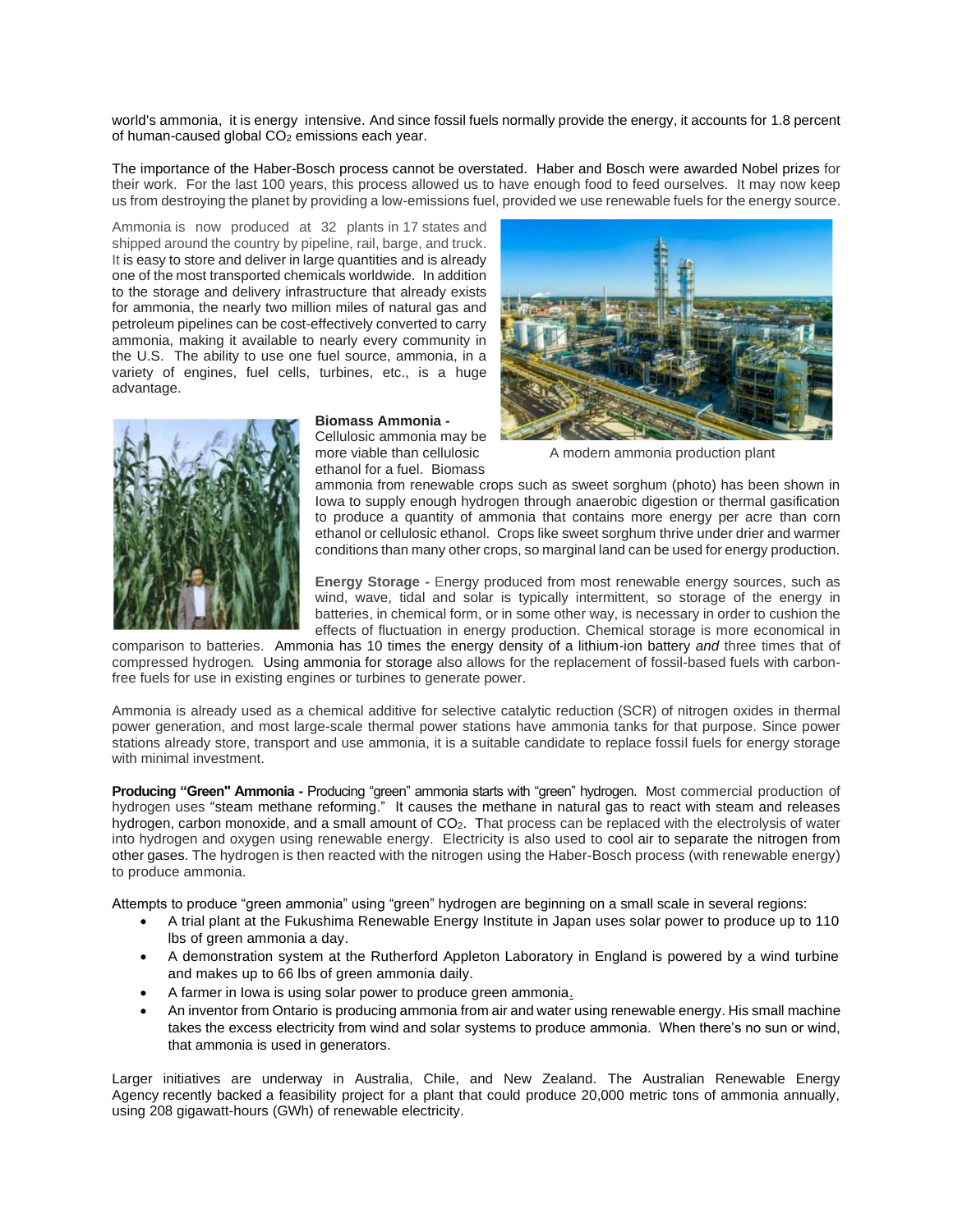world's ammonia, it is energy intensive. And since fossil fuels normally provide the energy, it accounts for 1.8 percent of human-caused global $CO_2$ emissions each year.

The importance of the Haber-Bosch process cannot be overstated. Haber and Bosch were awarded Nobel prizes for their work. For the last 100 years, this process allowed us to have enough food to feed ourselves. It may now keep us from destroying the planet by providing a low-emissions fuel, provided we use renewable fuels for the energy source.

Ammonia is now produced at 32 plants in 17 states and shipped around the country by pipeline, rail, barge, and truck. It is easy to store and deliver in large quantities and is already one of the most transported chemicals worldwide. In addition to the storage and delivery infrastructure that already exists for ammonia, the nearly two million miles of natural gas and petroleum pipelines can be cost-effectively converted to carry ammonia, making it available to nearly every community in the U.S. The ability to use one fuel source, ammonia, in a variety of engines, fuel cells, turbines, etc., is a huge advantage.

A modern ammonia production plant

**Biomass Ammonia -** Cellulosic ammonia may be more viable than cellulosic ethanol for a fuel. Biomass ammonia from renewable crops such as sweet sorghum (photo) has been shown in Iowa to supply enough hydrogen through anaerobic digestion or thermal gasification to produce a quantity of ammonia that contains more energy per acre than corn ethanol or cellulosic ethanol. Crops like sweet sorghum thrive under drier and warmer conditions than many other crops, so marginal land can be used for energy production.

**Energy Storage -** Energy produced from most renewable energy sources, such as wind, wave, tidal and solar is typically intermittent, so storage of the energy in batteries, in chemical form, or in some other way, is necessary in order to cushion the effects of fluctuation in energy production. Chemical storage is more economical in comparison to batteries. Ammonia has 10 times the energy density of a lithium-ion battery *and* three times that of compressed hydrogen. Using ammonia for storage also allows for the replacement of fossil-based fuels with carbon-free fuels for use in existing engines or turbines to generate power.

Ammonia is already used as a chemical additive for selective catalytic reduction (SCR) of nitrogen oxides in thermal power generation, and most large-scale thermal power stations have ammonia tanks for that purpose. Since power stations already store, transport and use ammonia, it is a suitable candidate to replace fossil fuels for energy storage with minimal investment.

**Producing "Green" Ammonia -** Producing "green" ammonia starts with "green" hydrogen. Most commercial production of hydrogen uses "steam methane reforming." It causes the methane in natural gas to react with steam and releases hydrogen, carbon monoxide, and a small amount of $CO_2$. That process can be replaced with the electrolysis of water into hydrogen and oxygen using renewable energy. Electricity is also used to cool air to separate the nitrogen from other gases. The hydrogen is then reacted with the nitrogen using the Haber-Bosch process (with renewable energy) to produce ammonia.

Attempts to produce "green ammonia" using "green" hydrogen are beginning on a small scale in several regions:

- A trial plant at the Fukushima Renewable Energy Institute in Japan uses solar power to produce up to 110 lbs of green ammonia a day.
- A demonstration system at the Rutherford Appleton Laboratory in England is powered by a wind turbine and makes up to 66 lbs of green ammonia daily.
- A farmer in Iowa is using solar power to produce green ammonia.
- An inventor from Ontario is producing ammonia from air and water using renewable energy. His small machine takes the excess electricity from wind and solar systems to produce ammonia. When there's no sun or wind, that ammonia is used in generators.

Larger initiatives are underway in Australia, Chile, and New Zealand. The Australian Renewable Energy Agency recently backed a feasibility project for a plant that could produce 20,000 metric tons of ammonia annually, using 208 gigawatt-hours (GWh) of renewable electricity.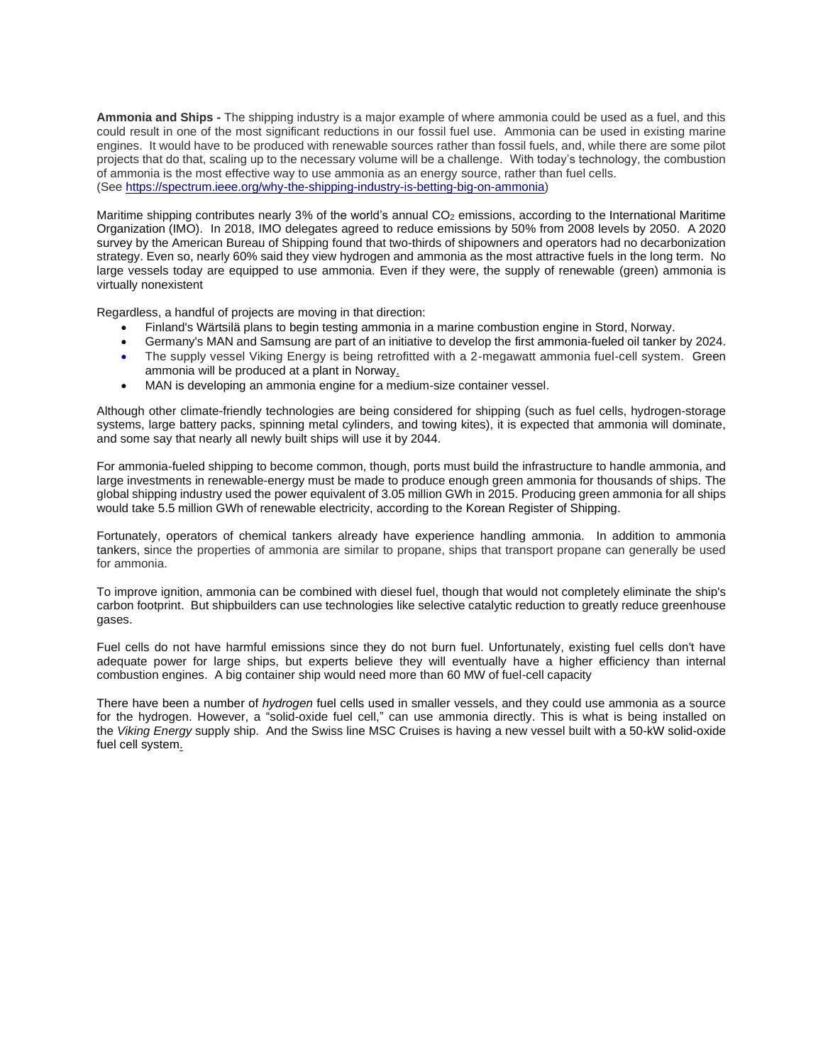**Ammonia and Ships -** The shipping industry is a major example of where ammonia could be used as a fuel, and this could result in one of the most significant reductions in our fossil fuel use. Ammonia can be used in existing marine engines. It would have to be produced with renewable sources rather than fossil fuels, and, while there are some pilot projects that do that, scaling up to the necessary volume will be a challenge. With today's technology, the combustion of ammonia is the most effective way to use ammonia as an energy source, rather than fuel cells. (See https://spectrum.ieee.org/why-the-shipping-industry-is-betting-big-on-ammonia)

Maritime shipping contributes nearly 3% of the world's annual $CO_2$ emissions, according to the International Maritime Organization (IMO). In 2018, IMO delegates agreed to reduce emissions by 50% from 2008 levels by 2050. A 2020 survey by the American Bureau of Shipping found that two-thirds of shipowners and operators had no decarbonization strategy. Even so, nearly 60% said they view hydrogen and ammonia as the most attractive fuels in the long term. No large vessels today are equipped to use ammonia. Even if they were, the supply of renewable (green) ammonia is virtually nonexistent

Regardless, a handful of projects are moving in that direction:

- Finland's Wärtsilä plans to begin testing ammonia in a marine combustion engine in Stord, Norway.
- Germany's MAN and Samsung are part of an initiative to develop the first ammonia-fueled oil tanker by 2024.
- The supply vessel Viking Energy is being retrofitted with a 2-megawatt ammonia fuel-cell system. Green ammonia will be produced at a plant in Norway.
- MAN is developing an ammonia engine for a medium-size container vessel.

Although other climate-friendly technologies are being considered for shipping (such as fuel cells, hydrogen-storage systems, large battery packs, spinning metal cylinders, and towing kites), it is expected that ammonia will dominate, and some say that nearly all newly built ships will use it by 2044.

For ammonia-fueled shipping to become common, though, ports must build the infrastructure to handle ammonia, and large investments in renewable-energy must be made to produce enough green ammonia for thousands of ships. The global shipping industry used the power equivalent of 3.05 million GWh in 2015. Producing green ammonia for all ships would take 5.5 million GWh of renewable electricity, according to the Korean Register of Shipping.

Fortunately, operators of chemical tankers already have experience handling ammonia. In addition to ammonia tankers, since the properties of ammonia are similar to propane, ships that transport propane can generally be used for ammonia.

To improve ignition, ammonia can be combined with diesel fuel, though that would not completely eliminate the ship's carbon footprint. But shipbuilders can use technologies like selective catalytic reduction to greatly reduce greenhouse gases.

Fuel cells do not have harmful emissions since they do not burn fuel. Unfortunately, existing fuel cells don't have adequate power for large ships, but experts believe they will eventually have a higher efficiency than internal combustion engines. A big container ship would need more than 60 MW of fuel-cell capacity

There have been a number of *hydrogen* fuel cells used in smaller vessels, and they could use ammonia as a source for the hydrogen. However, a "solid-oxide fuel cell," can use ammonia directly. This is what is being installed on the *Viking Energy* supply ship. And the Swiss line MSC Cruises is having a new vessel built with a 50-kW solid-oxide fuel cell system.